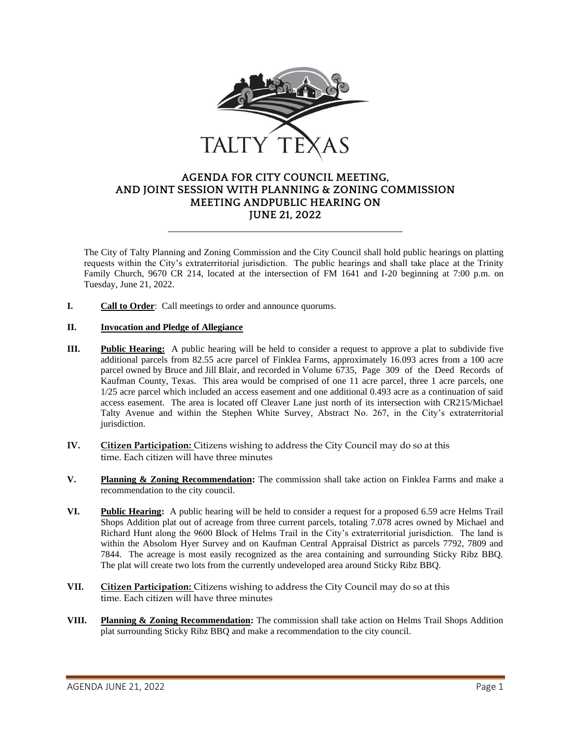TALTY TEXAS

# AGENDA FOR CITY COUNCIL MEETING, AND JOINT SESSION WITH PLANNING & ZONING COMMISSION MEETING ANDPUBLIC HEARING ON JUNE 21, 2022

The City of Talty Planning and Zoning Commission and the City Council shall hold public hearings on platting requests within the City's extraterritorial jurisdiction. The public hearings and shall take place at the Trinity Family Church, 9670 CR 214, located at the intersection of FM 1641 and I-20 beginning at 7:00 p.m. on Tuesday, June 21, 2022.

**I.** **Call to Order**: Call meetings to order and announce quorums.

**II.** **Invocation and Pledge of Allegiance**

**III.** **Public Hearing:** A public hearing will be held to consider a request to approve a plat to subdivide five additional parcels from 82.55 acre parcel of Finklea Farms, approximately 16.093 acres from a 100 acre parcel owned by Bruce and Jill Blair, and recorded in Volume 6735, Page 309 of the Deed Records of Kaufman County, Texas. This area would be comprised of one 11 acre parcel, three 1 acre parcels, one 1/25 acre parcel which included an access easement and one additional 0.493 acre as a continuation of said access easement. The area is located off Cleaver Lane just north of its intersection with CR215/Michael Talty Avenue and within the Stephen White Survey, Abstract No. 267, in the City's extraterritorial jurisdiction.

**IV.** **Citizen Participation:** Citizens wishing to address the City Council may do so at this time. Each citizen will have three minutes

**V.** **Planning & Zoning Recommendation:** The commission shall take action on Finklea Farms and make a recommendation to the city council.

**VI.** **Public Hearing:** A public hearing will be held to consider a request for a proposed 6.59 acre Helms Trail Shops Addition plat out of acreage from three current parcels, totaling 7.078 acres owned by Michael and Richard Hunt along the 9600 Block of Helms Trail in the City's extraterritorial jurisdiction. The land is within the Absolom Hyer Survey and on Kaufman Central Appraisal District as parcels 7792, 7809 and 7844. The acreage is most easily recognized as the area containing and surrounding Sticky Ribz BBQ. The plat will create two lots from the currently undeveloped area around Sticky Ribz BBQ.

**VII.** **Citizen Participation:** Citizens wishing to address the City Council may do so at this time. Each citizen will have three minutes

**VIII.** **Planning & Zoning Recommendation:** The commission shall take action on Helms Trail Shops Addition plat surrounding Sticky Ribz BBQ and make a recommendation to the city council.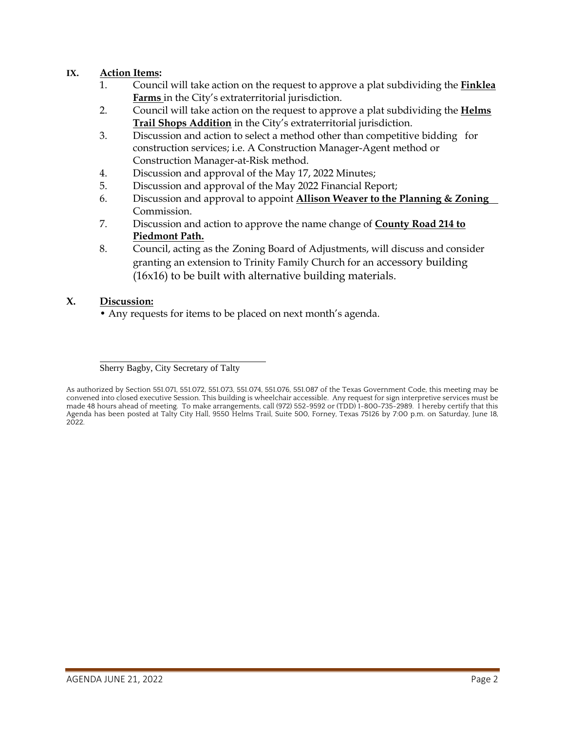**IX. Action Items:**

1. Council will take action on the request to approve a plat subdividing the **Finklea Farms** in the City's extraterritorial jurisdiction.
2. Council will take action on the request to approve a plat subdividing the **Helms Trail Shops Addition** in the City's extraterritorial jurisdiction.
3. Discussion and action to select a method other than competitive bidding for construction services; i.e. A Construction Manager-Agent method or Construction Manager-at-Risk method.
4. Discussion and approval of the May 17, 2022 Minutes;
5. Discussion and approval of the May 2022 Financial Report;
6. Discussion and approval to appoint **Allison Weaver to the Planning & Zoning** Commission.
7. Discussion and action to approve the name change of **County Road 214 to Piedmont Path.**
8. Council, acting as the Zoning Board of Adjustments, will discuss and consider granting an extension to Trinity Family Church for an accessory building (16x16) to be built with alternative building materials.

**X. Discussion:**

- Any requests for items to be placed on next month's agenda.

\_\_\_\_\_\_\_\_\_\_\_\_\_\_\_\_\_\_\_\_\_\_\_\_\_\_\_\_\_\_\_\_\_\_\_\_

Sherry Bagby, City Secretary of Talty

As authorized by Section 551.071, 551.072, 551.073, 551.074, 551.076, 551.087 of the Texas Government Code, this meeting may be convened into closed executive Session. This building is wheelchair accessible. Any request for sign interpretive services must be made 48 hours ahead of meeting. To make arrangements, call (972) 552-9592 or (TDD) 1-800-735-2989. I hereby certify that this Agenda has been posted at Talty City Hall, 9550 Helms Trail, Suite 500, Forney, Texas 75126 by 7:00 p.m. on Saturday, June 18, 2022.